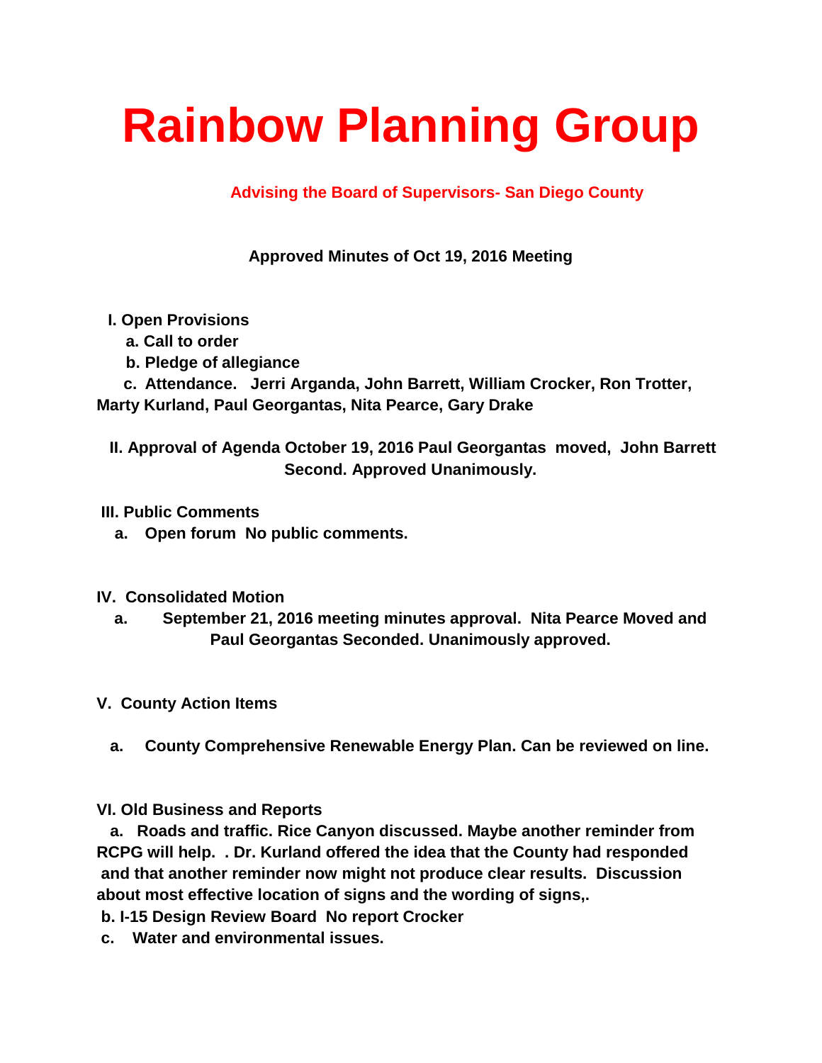# Rainbow Planning Group

**Advising the Board of Supervisors- San Diego County**

**Approved Minutes of Oct 19, 2016 Meeting**

**I. Open Provisions**

**a. Call to order**

**b. Pledge of allegiance**

**c. Attendance. Jerri Arganda, John Barrett, William Crocker, Ron Trotter, Marty Kurland, Paul Georgantas, Nita Pearce, Gary Drake**

**II. Approval of Agenda October 19, 2016 Paul Georgantas moved, John Barrett Second. Approved Unanimously.**

**III. Public Comments**

**a. Open forum No public comments.**

**IV. Consolidated Motion**

**a. September 21, 2016 meeting minutes approval. Nita Pearce Moved and Paul Georgantas Seconded. Unanimously approved.**

**V. County Action Items**

**a. County Comprehensive Renewable Energy Plan. Can be reviewed on line.**

**VI. Old Business and Reports**

**a. Roads and traffic. Rice Canyon discussed. Maybe another reminder from RCPG will help. . Dr. Kurland offered the idea that the County had responded and that another reminder now might not produce clear results. Discussion about most effective location of signs and the wording of signs,.**

**b. I-15 Design Review Board No report Crocker**

**c. Water and environmental issues.**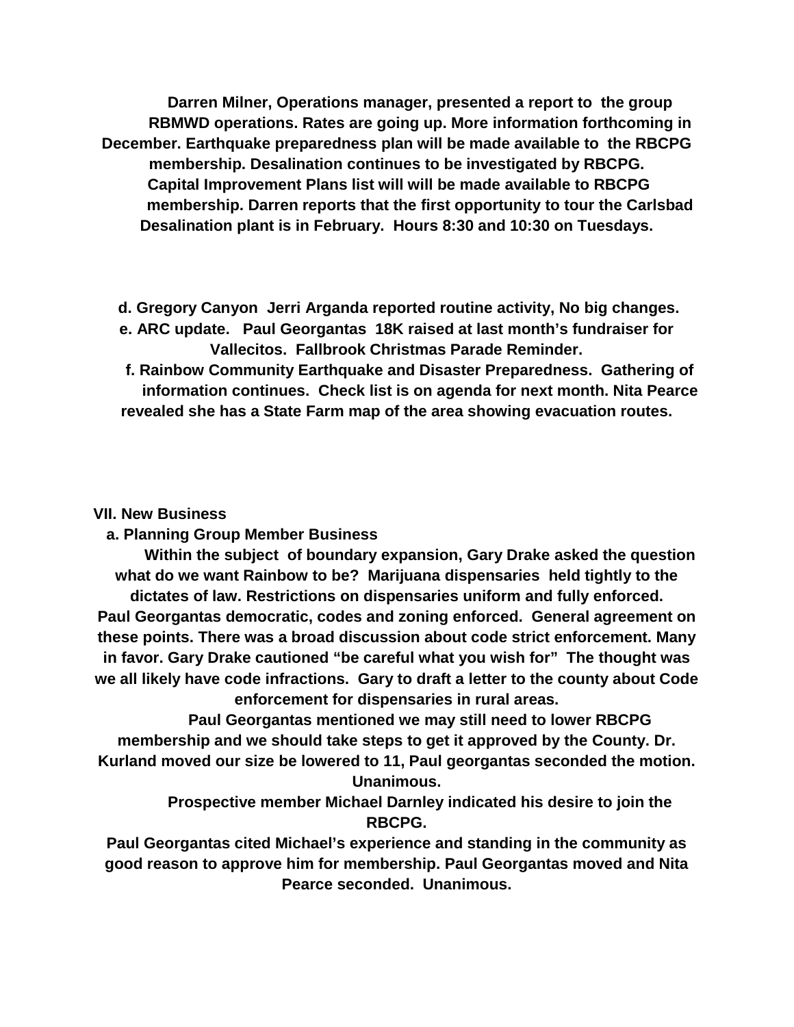**Darren Milner, Operations manager, presented a report to the group RBMWD operations. Rates are going up. More information forthcoming in December. Earthquake preparedness plan will be made available to the RBCPG membership. Desalination continues to be investigated by RBCPG. Capital Improvement Plans list will will be made available to RBCPG membership. Darren reports that the first opportunity to tour the Carlsbad Desalination plant is in February. Hours 8:30 and 10:30 on Tuesdays.**

**d. Gregory Canyon Jerri Arganda reported routine activity, No big changes.**

**e. ARC update. Paul Georgantas 18K raised at last month's fundraiser for Vallecitos. Fallbrook Christmas Parade Reminder.**

**f. Rainbow Community Earthquake and Disaster Preparedness. Gathering of information continues. Check list is on agenda for next month. Nita Pearce revealed she has a State Farm map of the area showing evacuation routes.**

**VII. New Business**

**a. Planning Group Member Business**

**Within the subject of boundary expansion, Gary Drake asked the question what do we want Rainbow to be? Marijuana dispensaries held tightly to the dictates of law. Restrictions on dispensaries uniform and fully enforced. Paul Georgantas democratic, codes and zoning enforced. General agreement on these points. There was a broad discussion about code strict enforcement. Many in favor. Gary Drake cautioned "be careful what you wish for" The thought was we all likely have code infractions. Gary to draft a letter to the county about Code enforcement for dispensaries in rural areas.**

**Paul Georgantas mentioned we may still need to lower RBCPG membership and we should take steps to get it approved by the County. Dr. Kurland moved our size be lowered to 11, Paul georgantas seconded the motion. Unanimous.**

**Prospective member Michael Darnley indicated his desire to join the RBCPG.**

**Paul Georgantas cited Michael's experience and standing in the community as good reason to approve him for membership. Paul Georgantas moved and Nita Pearce seconded. Unanimous.**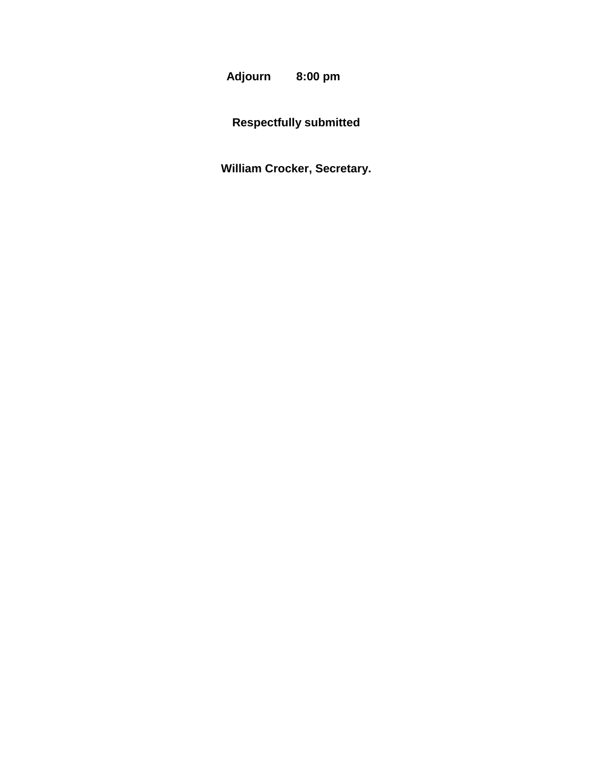**Adjourn 8:00 pm**

**Respectfully submitted**

**William Crocker, Secretary.**